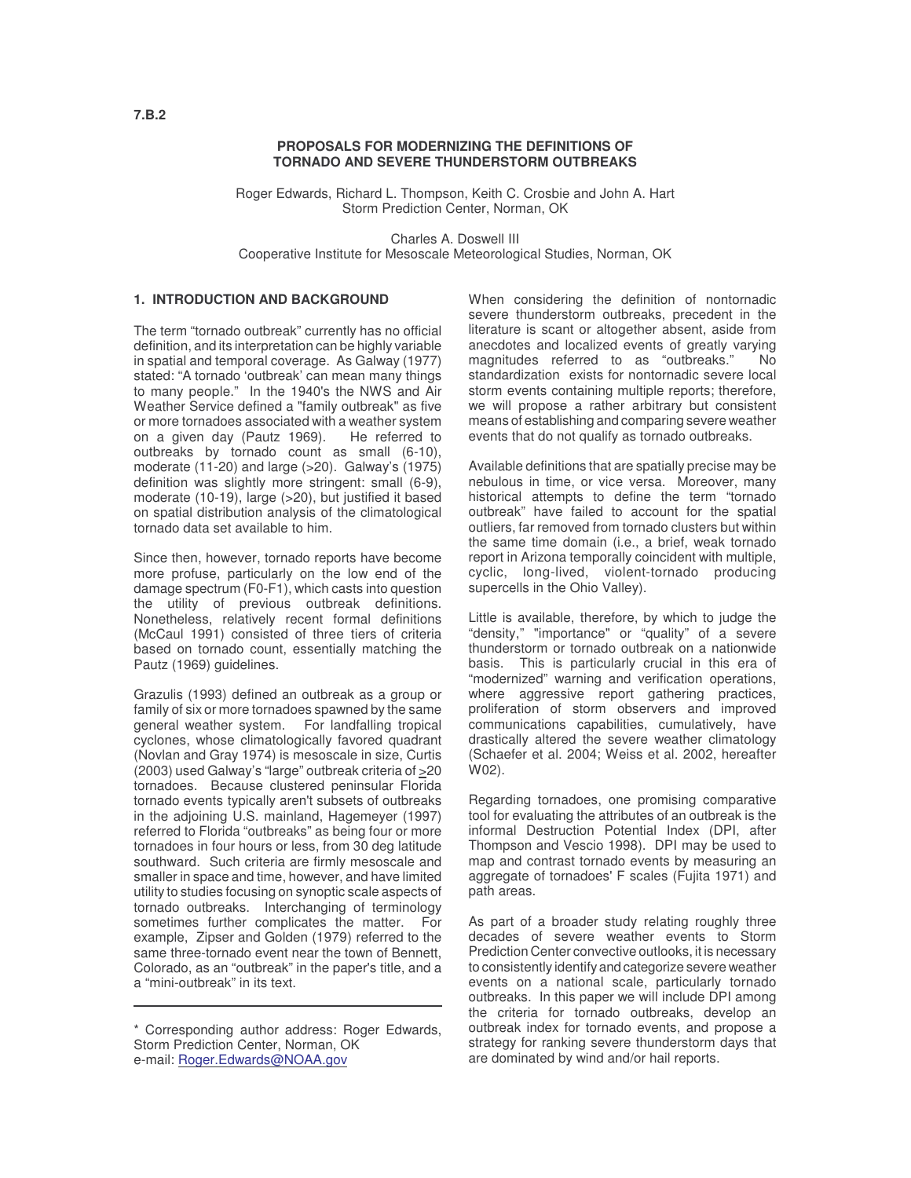7.B.2

# PROPOSALS FOR MODERNIZING THE DEFINITIONS OF TORNADO AND SEVERE THUNDERSTORM OUTBREAKS

Roger Edwards, Richard L. Thompson, Keith C. Crosbie and John A. Hart
Storm Prediction Center, Norman, OK

Charles A. Doswell III
Cooperative Institute for Mesoscale Meteorological Studies, Norman, OK

## 1. INTRODUCTION AND BACKGROUND

The term "tornado outbreak" currently has no official definition, and its interpretation can be highly variable in spatial and temporal coverage. As Galway (1977) stated: "A tornado 'outbreak' can mean many things to many people." In the 1940's the NWS and Air Weather Service defined a "family outbreak" as five or more tornadoes associated with a weather system on a given day (Pautz 1969). He referred to outbreaks by tornado count as small (6-10), moderate (11-20) and large (>20). Galway's (1975) definition was slightly more stringent: small (6-9), moderate (10-19), large (>20), but justified it based on spatial distribution analysis of the climatological tornado data set available to him.

Since then, however, tornado reports have become more profuse, particularly on the low end of the damage spectrum (F0-F1), which casts into question the utility of previous outbreak definitions. Nonetheless, relatively recent formal definitions (McCaul 1991) consisted of three tiers of criteria based on tornado count, essentially matching the Pautz (1969) guidelines.

Grazulis (1993) defined an outbreak as a group or family of six or more tornadoes spawned by the same general weather system. For landfalling tropical cyclones, whose climatologically favored quadrant (Novlan and Gray 1974) is mesoscale in size, Curtis (2003) used Galway's "large" outbreak criteria of ≥20 tornadoes. Because clustered peninsular Florida tornado events typically aren't subsets of outbreaks in the adjoining U.S. mainland, Hagemeyer (1997) referred to Florida "outbreaks" as being four or more tornadoes in four hours or less, from 30 deg latitude southward. Such criteria are firmly mesoscale and smaller in space and time, however, and have limited utility to studies focusing on synoptic scale aspects of tornado outbreaks. Interchanging of terminology sometimes further complicates the matter. For example, Zipser and Golden (1979) referred to the same three-tornado event near the town of Bennett, Colorado, as an "outbreak" in the paper's title, and a "mini-outbreak" in its text.

---

\* Corresponding author address: Roger Edwards, Storm Prediction Center, Norman, OK
e-mail: Roger.Edwards@NOAA.gov

When considering the definition of nontornadic severe thunderstorm outbreaks, precedent in the literature is scant or altogether absent, aside from anecdotes and localized events of greatly varying magnitudes referred to as "outbreaks." No standardization exists for nontornadic severe local storm events containing multiple reports; therefore, we will propose a rather arbitrary but consistent means of establishing and comparing severe weather events that do not qualify as tornado outbreaks.

Available definitions that are spatially precise may be nebulous in time, or vice versa. Moreover, many historical attempts to define the term "tornado outbreak" have failed to account for the spatial outliers, far removed from tornado clusters but within the same time domain (i.e., a brief, weak tornado report in Arizona temporally coincident with multiple, cyclic, long-lived, violent-tornado producing supercells in the Ohio Valley).

Little is available, therefore, by which to judge the "density," "importance" or "quality" of a severe thunderstorm or tornado outbreak on a nationwide basis. This is particularly crucial in this era of "modernized" warning and verification operations, where aggressive report gathering practices, proliferation of storm observers and improved communications capabilities, cumulatively, have drastically altered the severe weather climatology (Schaefer et al. 2004; Weiss et al. 2002, hereafter W02).

Regarding tornadoes, one promising comparative tool for evaluating the attributes of an outbreak is the informal Destruction Potential Index (DPI, after Thompson and Vescio 1998). DPI may be used to map and contrast tornado events by measuring an aggregate of tornadoes' F scales (Fujita 1971) and path areas.

As part of a broader study relating roughly three decades of severe weather events to Storm Prediction Center convective outlooks, it is necessary to consistently identify and categorize severe weather events on a national scale, particularly tornado outbreaks. In this paper we will include DPI among the criteria for tornado outbreaks, develop an outbreak index for tornado events, and propose a strategy for ranking severe thunderstorm days that are dominated by wind and/or hail reports.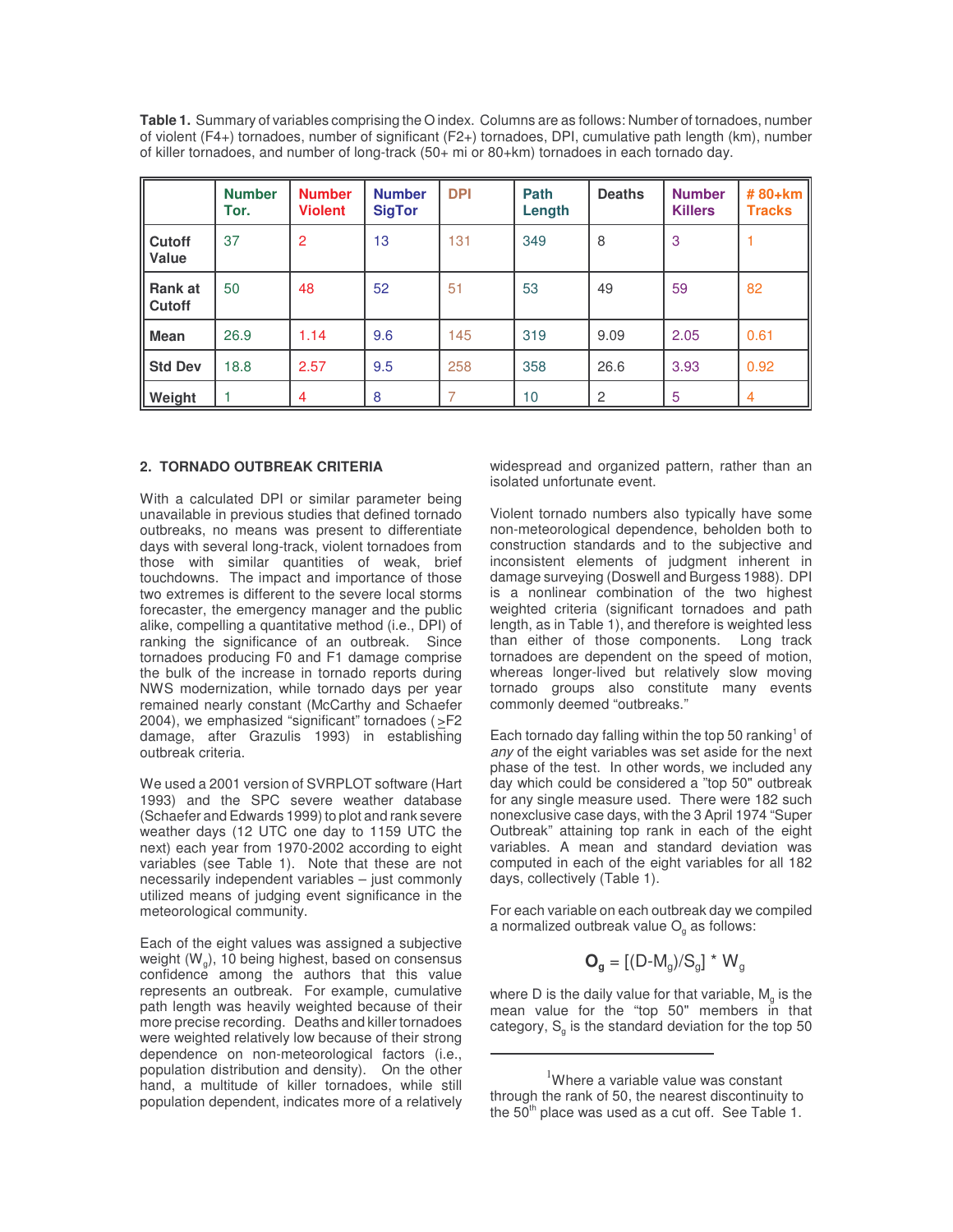**Table 1.** Summary of variables comprising the O index. Columns are as follows: Number of tornadoes, number of violent (F4+) tornadoes, number of significant (F2+) tornadoes, DPI, cumulative path length (km), number of killer tornadoes, and number of long-track (50+ mi or 80+km) tornadoes in each tornado day.

| | Number Tor. | Number Violent | Number SigTor | DPI | Path Length | Deaths | Number Killers | # 80+km Tracks |
|---|---|---|---|---|---|---|---|---|
| **Cutoff Value** | 37 | 2 | 13 | 131 | 349 | 8 | 3 | 1 |
| **Rank at Cutoff** | 50 | 48 | 52 | 51 | 53 | 49 | 59 | 82 |
| **Mean** | 26.9 | 1.14 | 9.6 | 145 | 319 | 9.09 | 2.05 | 0.61 |
| **Std Dev** | 18.8 | 2.57 | 9.5 | 258 | 358 | 26.6 | 3.93 | 0.92 |
| **Weight** | 1 | 4 | 8 | 7 | 10 | 2 | 5 | 4 |

## 2. TORNADO OUTBREAK CRITERIA

With a calculated DPI or similar parameter being unavailable in previous studies that defined tornado outbreaks, no means was present to differentiate days with several long-track, violent tornadoes from those with similar quantities of weak, brief touchdowns. The impact and importance of those two extremes is different to the severe local storms forecaster, the emergency manager and the public alike, compelling a quantitative method (i.e., DPI) of ranking the significance of an outbreak. Since tornadoes producing F0 and F1 damage comprise the bulk of the increase in tornado reports during NWS modernization, while tornado days per year remained nearly constant (McCarthy and Schaefer 2004), we emphasized "significant" tornadoes (≥F2 damage, after Grazulis 1993) in establishing outbreak criteria.

We used a 2001 version of SVRPLOT software (Hart 1993) and the SPC severe weather database (Schaefer and Edwards 1999) to plot and rank severe weather days (12 UTC one day to 1159 UTC the next) each year from 1970-2002 according to eight variables (see Table 1). Note that these are not necessarily independent variables – just commonly utilized means of judging event significance in the meteorological community.

Each of the eight values was assigned a subjective weight ($W_g$), 10 being highest, based on consensus confidence among the authors that this value represents an outbreak. For example, cumulative path length was heavily weighted because of their more precise recording. Deaths and killer tornadoes were weighted relatively low because of their strong dependence on non-meteorological factors (i.e., population distribution and density). On the other hand, a multitude of killer tornadoes, while still population dependent, indicates more of a relatively widespread and organized pattern, rather than an isolated unfortunate event.

Violent tornado numbers also typically have some non-meteorological dependence, beholden both to construction standards and to the subjective and inconsistent elements of judgment inherent in damage surveying (Doswell and Burgess 1988). DPI is a nonlinear combination of the two highest weighted criteria (significant tornadoes and path length, as in Table 1), and therefore is weighted less than either of those components. Long track tornadoes are dependent on the speed of motion, whereas longer-lived but relatively slow moving tornado groups also constitute many events commonly deemed "outbreaks."

Each tornado day falling within the top 50 ranking[1] of *any* of the eight variables was set aside for the next phase of the test. In other words, we included any day which could be considered a "top 50" outbreak for any single measure used. There were 182 such nonexclusive case days, with the 3 April 1974 "Super Outbreak" attaining top rank in each of the eight variables. A mean and standard deviation was computed in each of the eight variables for all 182 days, collectively (Table 1).

For each variable on each outbreak day we compiled a normalized outbreak value $O_g$ as follows:

$$\mathbf{O_g} = [(D-M_g)/S_g] * W_g$$

where D is the daily value for that variable, $M_g$ is the mean value for the "top 50" members in that category, $S_g$ is the standard deviation for the top 50

---

[1] Where a variable value was constant through the rank of 50, the nearest discontinuity to the 50th place was used as a cut off. See Table 1.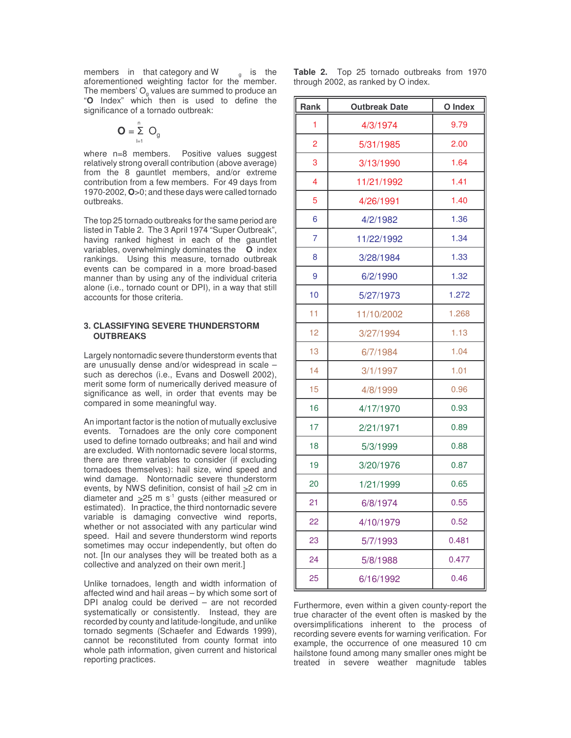members in that category and $W_g$ is the aforementioned weighting factor for the member. The members' $O_g$ values are summed to produce an "**O** Index" which then is used to define the significance of a tornado outbreak:

$$\mathbf{O} = \sum_{i=1}^{n} O_g$$

where n=8 members. Positive values suggest relatively strong overall contribution (above average) from the 8 gauntlet members, and/or extreme contribution from a few members. For 49 days from 1970-2002, **O**>0; and these days were called tornado outbreaks.

The top 25 tornado outbreaks for the same period are listed in Table 2. The 3 April 1974 "Super Outbreak", having ranked highest in each of the gauntlet variables, overwhelmingly dominates the **O** index rankings. Using this measure, tornado outbreak events can be compared in a more broad-based manner than by using any of the individual criteria alone (i.e., tornado count or DPI), in a way that still accounts for those criteria.

## 3. CLASSIFYING SEVERE THUNDERSTORM OUTBREAKS

Largely nontornadic severe thunderstorm events that are unusually dense and/or widespread in scale – such as derechos (i.e., Evans and Doswell 2002), merit some form of numerically derived measure of significance as well, in order that events may be compared in some meaningful way.

An important factor is the notion of mutually exclusive events. Tornadoes are the only core component used to define tornado outbreaks; and hail and wind are excluded. With nontornadic severe local storms, there are three variables to consider (if excluding tornadoes themselves): hail size, wind speed and wind damage. Nontornadic severe thunderstorm events, by NWS definition, consist of hail $\geq$2 cm in diameter and $\geq$25 m s$^{-1}$ gusts (either measured or estimated). In practice, the third nontornadic severe variable is damaging convective wind reports, whether or not associated with any particular wind speed. Hail and severe thunderstorm wind reports sometimes may occur independently, but often do not. [In our analyses they will be treated both as a collective and analyzed on their own merit.]

Unlike tornadoes, length and width information of affected wind and hail areas – by which some sort of DPI analog could be derived – are not recorded systematically or consistently. Instead, they are recorded by county and latitude-longitude, and unlike tornado segments (Schaefer and Edwards 1999), cannot be reconstituted from county format into whole path information, given current and historical reporting practices.

**Table 2.** Top 25 tornado outbreaks from 1970 through 2002, as ranked by O index.

| Rank | Outbreak Date | O Index |
|---|---|---|
| 1 | 4/3/1974 | 9.79 |
| 2 | 5/31/1985 | 2.00 |
| 3 | 3/13/1990 | 1.64 |
| 4 | 11/21/1992 | 1.41 |
| 5 | 4/26/1991 | 1.40 |
| 6 | 4/2/1982 | 1.36 |
| 7 | 11/22/1992 | 1.34 |
| 8 | 3/28/1984 | 1.33 |
| 9 | 6/2/1990 | 1.32 |
| 10 | 5/27/1973 | 1.272 |
| 11 | 11/10/2002 | 1.268 |
| 12 | 3/27/1994 | 1.13 |
| 13 | 6/7/1984 | 1.04 |
| 14 | 3/1/1997 | 1.01 |
| 15 | 4/8/1999 | 0.96 |
| 16 | 4/17/1970 | 0.93 |
| 17 | 2/21/1971 | 0.89 |
| 18 | 5/3/1999 | 0.88 |
| 19 | 3/20/1976 | 0.87 |
| 20 | 1/21/1999 | 0.65 |
| 21 | 6/8/1974 | 0.55 |
| 22 | 4/10/1979 | 0.52 |
| 23 | 5/7/1993 | 0.481 |
| 24 | 5/8/1988 | 0.477 |
| 25 | 6/16/1992 | 0.46 |

Furthermore, even within a given county-report the true character of the event often is masked by the oversimplifications inherent to the process of recording severe events for warning verification. For example, the occurrence of one measured 10 cm hailstone found among many smaller ones might be treated in severe weather magnitude tables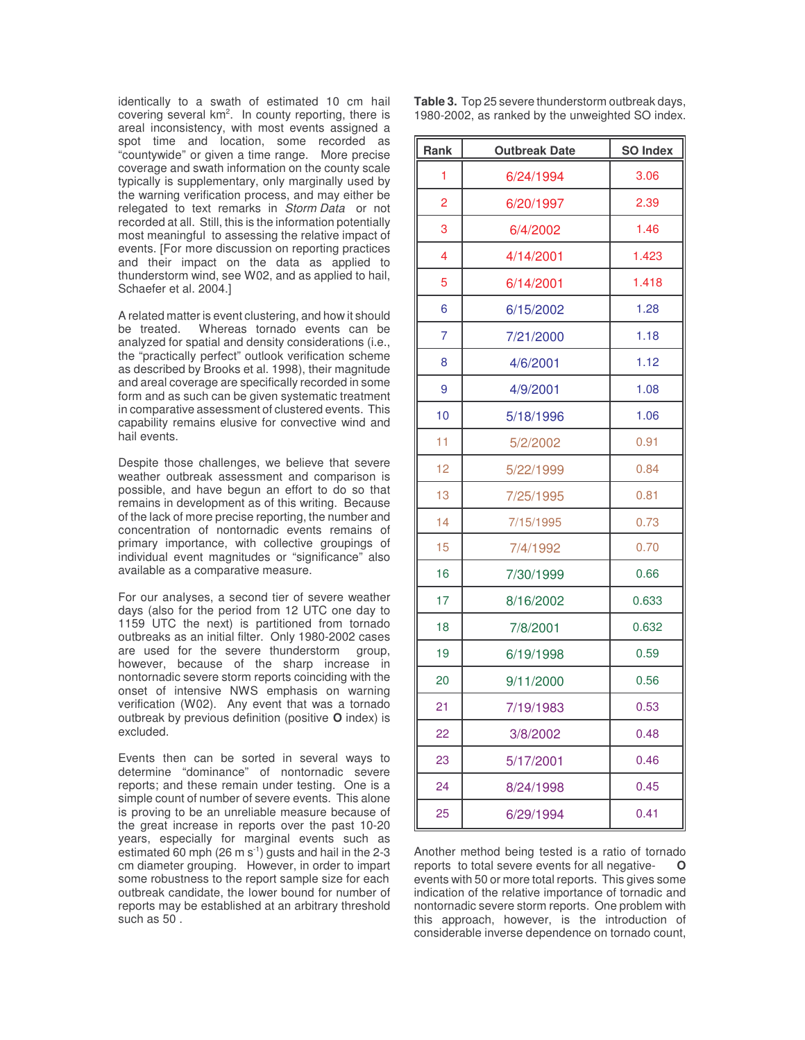identically to a swath of estimated 10 cm hail covering several $km^2$. In county reporting, there is areal inconsistency, with most events assigned a spot time and location, some recorded as "countywide" or given a time range. More precise coverage and swath information on the county scale typically is supplementary, only marginally used by the warning verification process, and may either be relegated to text remarks in *Storm Data* or not recorded at all. Still, this is the information potentially most meaningful to assessing the relative impact of events. [For more discussion on reporting practices and their impact on the data as applied to thunderstorm wind, see W02, and as applied to hail, Schaefer et al. 2004.]

A related matter is event clustering, and how it should be treated. Whereas tornado events can be analyzed for spatial and density considerations (i.e., the "practically perfect" outlook verification scheme as described by Brooks et al. 1998), their magnitude and areal coverage are specifically recorded in some form and as such can be given systematic treatment in comparative assessment of clustered events. This capability remains elusive for convective wind and hail events.

Despite those challenges, we believe that severe weather outbreak assessment and comparison is possible, and have begun an effort to do so that remains in development as of this writing. Because of the lack of more precise reporting, the number and concentration of nontornadic events remains of primary importance, with collective groupings of individual event magnitudes or "significance" also available as a comparative measure.

For our analyses, a second tier of severe weather days (also for the period from 12 UTC one day to 1159 UTC the next) is partitioned from tornado outbreaks as an initial filter. Only 1980-2002 cases are used for the severe thunderstorm group, however, because of the sharp increase in nontornadic severe storm reports coinciding with the onset of intensive NWS emphasis on warning verification (W02). Any event that was a tornado outbreak by previous definition (positive **O** index) is excluded.

Events then can be sorted in several ways to determine "dominance" of nontornadic severe reports; and these remain under testing. One is a simple count of number of severe events. This alone is proving to be an unreliable measure because of the great increase in reports over the past 10-20 years, especially for marginal events such as estimated 60 mph (26 m $s^{-1}$) gusts and hail in the 2-3 cm diameter grouping. However, in order to impart some robustness to the report sample size for each outbreak candidate, the lower bound for number of reports may be established at an arbitrary threshold such as 50 .

**Table 3.** Top 25 severe thunderstorm outbreak days, 1980-2002, as ranked by the unweighted SO index.

| Rank | Outbreak Date | SO Index |
|---|---|---|
| 1 | 6/24/1994 | 3.06 |
| 2 | 6/20/1997 | 2.39 |
| 3 | 6/4/2002 | 1.46 |
| 4 | 4/14/2001 | 1.423 |
| 5 | 6/14/2001 | 1.418 |
| 6 | 6/15/2002 | 1.28 |
| 7 | 7/21/2000 | 1.18 |
| 8 | 4/6/2001 | 1.12 |
| 9 | 4/9/2001 | 1.08 |
| 10 | 5/18/1996 | 1.06 |
| 11 | 5/2/2002 | 0.91 |
| 12 | 5/22/1999 | 0.84 |
| 13 | 7/25/1995 | 0.81 |
| 14 | 7/15/1995 | 0.73 |
| 15 | 7/4/1992 | 0.70 |
| 16 | 7/30/1999 | 0.66 |
| 17 | 8/16/2002 | 0.633 |
| 18 | 7/8/2001 | 0.632 |
| 19 | 6/19/1998 | 0.59 |
| 20 | 9/11/2000 | 0.56 |
| 21 | 7/19/1983 | 0.53 |
| 22 | 3/8/2002 | 0.48 |
| 23 | 5/17/2001 | 0.46 |
| 24 | 8/24/1998 | 0.45 |
| 25 | 6/29/1994 | 0.41 |

Another method being tested is a ratio of tornado reports to total severe events for all negative- **O** events with 50 or more total reports. This gives some indication of the relative importance of tornadic and nontornadic severe storm reports. One problem with this approach, however, is the introduction of considerable inverse dependence on tornado count,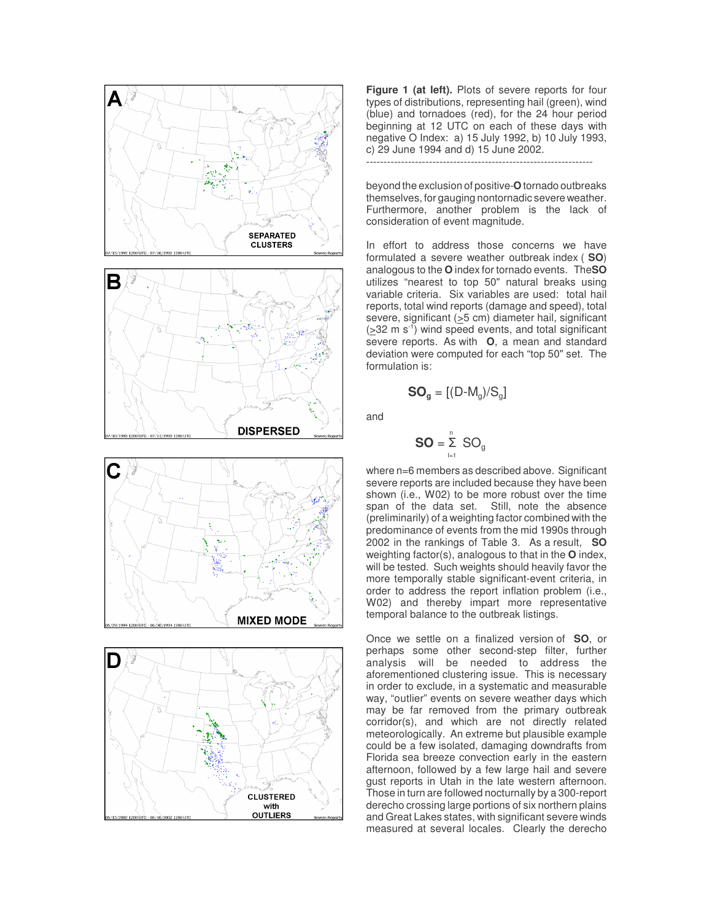**Figure 1 (at left).** Plots of severe reports for four types of distributions, representing hail (green), wind (blue) and tornadoes (red), for the 24 hour period beginning at 12 UTC on each of these days with negative O Index: a) 15 July 1992, b) 10 July 1993, c) 29 June 1994 and d) 15 June 2002.

---

beyond the exclusion of positive-**O** tornado outbreaks themselves, for gauging nontornadic severe weather. Furthermore, another problem is the lack of consideration of event magnitude.

In effort to address those concerns we have formulated a severe weather outbreak index ( **SO**) analogous to the **O** index for tornado events. The **SO** utilizes "nearest to top 50" natural breaks using variable criteria. Six variables are used: total hail reports, total wind reports (damage and speed), total severe, significant (≥5 cm) diameter hail, significant (≥32 m $s^{-1}$) wind speed events, and total significant severe reports. As with **O**, a mean and standard deviation were computed for each "top 50" set. The formulation is:

$$\mathbf{SO_g} = [(D-M_g)/S_g]$$

and

$$\mathbf{SO} = \sum_{i=1}^{n} SO_g$$

where n=6 members as described above. Significant severe reports are included because they have been shown (i.e., W02) to be more robust over the time span of the data set. Still, note the absence (preliminarily) of a weighting factor combined with the predominance of events from the mid 1990s through 2002 in the rankings of Table 3. As a result, **SO** weighting factor(s), analogous to that in the **O** index, will be tested. Such weights should heavily favor the more temporally stable significant-event criteria, in order to address the report inflation problem (i.e., W02) and thereby impart more representative temporal balance to the outbreak listings.

Once we settle on a finalized version of **SO**, or perhaps some other second-step filter, further analysis will be needed to address the aforementioned clustering issue. This is necessary in order to exclude, in a systematic and measurable way, "outlier" events on severe weather days which may be far removed from the primary outbreak corridor(s), and which are not directly related meteorologically. An extreme but plausible example could be a few isolated, damaging downdrafts from Florida sea breeze convection early in the eastern afternoon, followed by a few large hail and severe gust reports in Utah in the late western afternoon. Those in turn are followed nocturnally by a 300-report derecho crossing large portions of six northern plains and Great Lakes states, with significant severe winds measured at several locales. Clearly the derecho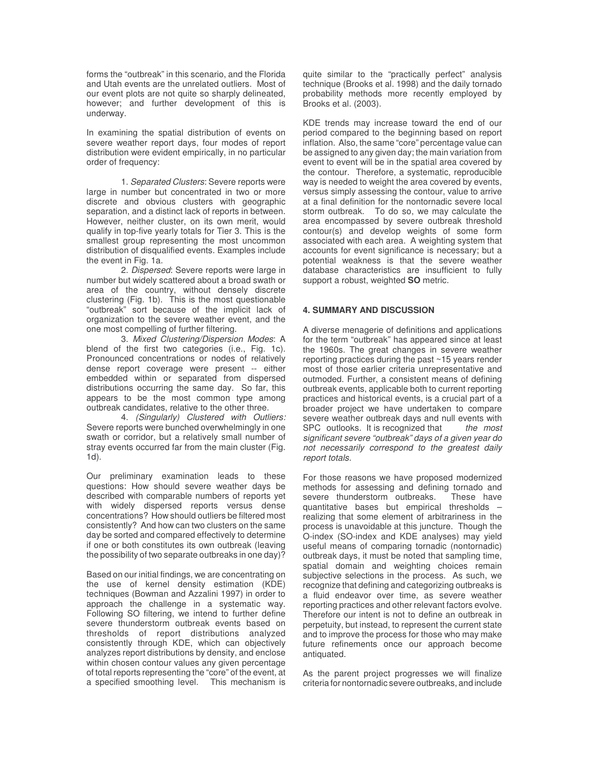forms the "outbreak" in this scenario, and the Florida and Utah events are the unrelated outliers. Most of our event plots are not quite so sharply delineated, however; and further development of this is underway.

In examining the spatial distribution of events on severe weather report days, four modes of report distribution were evident empirically, in no particular order of frequency:

1. *Separated Clusters*: Severe reports were large in number but concentrated in two or more discrete and obvious clusters with geographic separation, and a distinct lack of reports in between. However, neither cluster, on its own merit, would qualify in top-five yearly totals for Tier 3. This is the smallest group representing the most uncommon distribution of disqualified events. Examples include the event in Fig. 1a.

2. *Dispersed*: Severe reports were large in number but widely scattered about a broad swath or area of the country, without densely discrete clustering (Fig. 1b). This is the most questionable "outbreak" sort because of the implicit lack of organization to the severe weather event, and the one most compelling of further filtering.

3. *Mixed Clustering/Dispersion Modes*: A blend of the first two categories (i.e., Fig. 1c). Pronounced concentrations or nodes of relatively dense report coverage were present -- either embedded within or separated from dispersed distributions occurring the same day. So far, this appears to be the most common type among outbreak candidates, relative to the other three.

4. *(Singularly) Clustered with Outliers:* Severe reports were bunched overwhelmingly in one swath or corridor, but a relatively small number of stray events occurred far from the main cluster (Fig. 1d).

Our preliminary examination leads to these questions: How should severe weather days be described with comparable numbers of reports yet with widely dispersed reports versus dense concentrations? How should outliers be filtered most consistently? And how can two clusters on the same day be sorted and compared effectively to determine if one or both constitutes its own outbreak (leaving the possibility of two separate outbreaks in one day)?

Based on our initial findings, we are concentrating on the use of kernel density estimation (KDE) techniques (Bowman and Azzalini 1997) in order to approach the challenge in a systematic way. Following SO filtering, we intend to further define severe thunderstorm outbreak events based on thresholds of report distributions analyzed consistently through KDE, which can objectively analyzes report distributions by density, and enclose within chosen contour values any given percentage of total reports representing the "core" of the event, at a specified smoothing level. This mechanism is quite similar to the "practically perfect" analysis technique (Brooks et al. 1998) and the daily tornado probability methods more recently employed by Brooks et al. (2003).

KDE trends may increase toward the end of our period compared to the beginning based on report inflation. Also, the same "core" percentage value can be assigned to any given day; the main variation from event to event will be in the spatial area covered by the contour. Therefore, a systematic, reproducible way is needed to weight the area covered by events, versus simply assessing the contour, value to arrive at a final definition for the nontornadic severe local storm outbreak. To do so, we may calculate the area encompassed by severe outbreak threshold contour(s) and develop weights of some form associated with each area. A weighting system that accounts for event significance is necessary; but a potential weakness is that the severe weather database characteristics are insufficient to fully support a robust, weighted **SO** metric.

## 4. SUMMARY AND DISCUSSION

A diverse menagerie of definitions and applications for the term "outbreak" has appeared since at least the 1960s. The great changes in severe weather reporting practices during the past ~15 years render most of those earlier criteria unrepresentative and outmoded. Further, a consistent means of defining outbreak events, applicable both to current reporting practices and historical events, is a crucial part of a broader project we have undertaken to compare severe weather outbreak days and null events with SPC outlooks. It is recognized that *the most significant severe "outbreak" days of a given year do not necessarily correspond to the greatest daily report totals*.

For those reasons we have proposed modernized methods for assessing and defining tornado and severe thunderstorm outbreaks. These have quantitative bases but empirical thresholds – realizing that some element of arbitrariness in the process is unavoidable at this juncture. Though the O-index (SO-index and KDE analyses) may yield useful means of comparing tornadic (nontornadic) outbreak days, it must be noted that sampling time, spatial domain and weighting choices remain subjective selections in the process. As such, we recognize that defining and categorizing outbreaks is a fluid endeavor over time, as severe weather reporting practices and other relevant factors evolve. Therefore our intent is not to define an outbreak in perpetuity, but instead, to represent the current state and to improve the process for those who may make future refinements once our approach become antiquated.

As the parent project progresses we will finalize criteria for nontornadic severe outbreaks, and include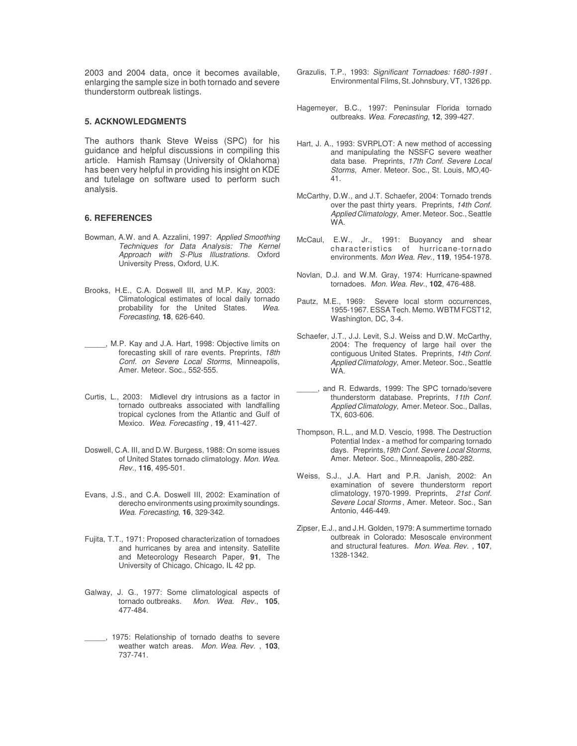2003 and 2004 data, once it becomes available, enlarging the sample size in both tornado and severe thunderstorm outbreak listings.

## 5. ACKNOWLEDGMENTS

The authors thank Steve Weiss (SPC) for his guidance and helpful discussions in compiling this article. Hamish Ramsay (University of Oklahoma) has been very helpful in providing his insight on KDE and tutelage on software used to perform such analysis.

## 6. REFERENCES

Bowman, A.W. and A. Azzalini, 1997: *Applied Smoothing Techniques for Data Analysis: The Kernel Approach with S-Plus Illustrations*. Oxford University Press, Oxford, U.K.

Brooks, H.E., C.A. Doswell III, and M.P. Kay, 2003: Climatological estimates of local daily tornado probability for the United States. *Wea. Forecasting*, **18**, 626-640.

_____, M.P. Kay and J.A. Hart, 1998: Objective limits on forecasting skill of rare events. Preprints, *18th Conf. on Severe Local Storms*, Minneapolis, Amer. Meteor. Soc., 552-555.

Curtis, L., 2003: Midlevel dry intrusions as a factor in tornado outbreaks associated with landfalling tropical cyclones from the Atlantic and Gulf of Mexico. *Wea. Forecasting ,* **19***,* 411-427.

Doswell, C.A. III, and D.W. Burgess, 1988: On some issues of United States tornado climatology. *Mon. Wea. Rev*., **116**, 495-501.

Evans, J.S., and C.A. Doswell III, 2002: Examination of derecho environments using proximity soundings. *Wea. Forecasting*, **16**, 329-342.

Fujita, T.T., 1971: Proposed characterization of tornadoes and hurricanes by area and intensity. Satellite and Meteorology Research Paper, **91**, The University of Chicago, Chicago, IL 42 pp.

Galway, J. G., 1977: Some climatological aspects of tornado outbreaks. *Mon. Wea. Rev*., **105**, 477-484.

_____, 1975: Relationship of tornado deaths to severe weather watch areas. *Mon. Wea. Rev.* , **103**, 737-741.

Grazulis, T.P., 1993: *Significant Tornadoes: 1680-1991* . Environmental Films, St. Johnsbury, VT, 1326 pp.

Hagemeyer, B.C., 1997: Peninsular Florida tornado outbreaks. *Wea. Forecasting*, **12**, 399-427.

Hart, J. A., 1993: SVRPLOT: A new method of accessing and manipulating the NSSFC severe weather data base. Preprints, *17th Conf. Severe Local Storms*, Amer. Meteor. Soc., St. Louis, MO,40-41.

McCarthy, D.W., and J.T. Schaefer, 2004: Tornado trends over the past thirty years. Preprints, *14th Conf. Applied Climatology*, Amer. Meteor. Soc., Seattle WA.

McCaul, E.W., Jr., 1991: Buoyancy and shear characteristics of hurricane-tornado environments. *Mon Wea. Rev.*, **119**, 1954-1978.

Novlan, D.J. and W.M. Gray, 1974: Hurricane-spawned tornadoes. *Mon. Wea. Rev.*, **102**, 476-488.

Pautz, M.E., 1969: Severe local storm occurrences, 1955-1967. ESSA Tech. Memo. WBTM FCST12, Washington, DC, 3-4.

Schaefer, J.T., J.J. Levit, S.J. Weiss and D.W. McCarthy, 2004: The frequency of large hail over the contiguous United States. Preprints, *14th Conf. Applied Climatology*, Amer. Meteor. Soc., Seattle WA.

_____, and R. Edwards, 1999: The SPC tornado/severe thunderstorm database. Preprints, *11th Conf. Applied Climatology*, Amer. Meteor. Soc., Dallas, TX, 603-606.

Thompson, R.L., and M.D. Vescio, 1998. The Destruction Potential Index - a method for comparing tornado days. Preprints,*19th Conf. Severe Local Storms*, Amer. Meteor. Soc., Minneapolis, 280-282.

Weiss, S.J., J.A. Hart and P.R. Janish, 2002: An examination of severe thunderstorm report climatology, 1970-1999. Preprints, *21st Conf. Severe Local Storms* , Amer. Meteor. Soc., San Antonio, 446-449.

Zipser, E.J., and J.H. Golden, 1979: A summertime tornado outbreak in Colorado: Mesoscale environment and structural features. *Mon. Wea. Rev.* , **107**, 1328-1342.